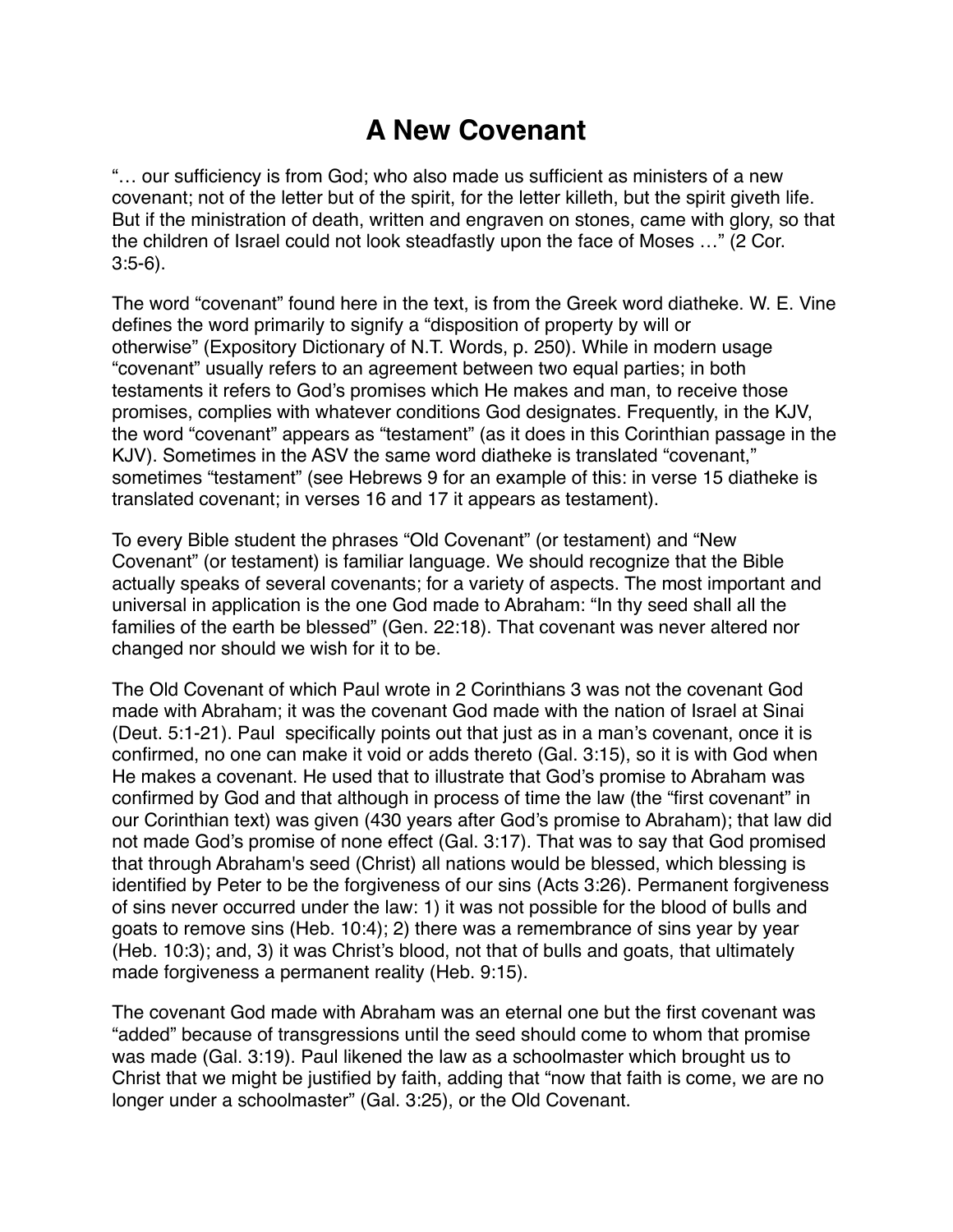# A New Covenant

"… our sufficiency is from God; who also made us sufficient as ministers of a new covenant; not of the letter but of the spirit, for the letter killeth, but the spirit giveth life. But if the ministration of death, written and engraven on stones, came with glory, so that the children of Israel could not look steadfastly upon the face of Moses …" (2 Cor. 3:5-6).

The word "covenant" found here in the text, is from the Greek word diatheke. W. E. Vine defines the word primarily to signify a "disposition of property by will or otherwise" (Expository Dictionary of N.T. Words, p. 250). While in modern usage "covenant" usually refers to an agreement between two equal parties; in both testaments it refers to God's promises which He makes and man, to receive those promises, complies with whatever conditions God designates. Frequently, in the KJV, the word "covenant" appears as "testament" (as it does in this Corinthian passage in the KJV). Sometimes in the ASV the same word diatheke is translated "covenant," sometimes "testament" (see Hebrews 9 for an example of this: in verse 15 diatheke is translated covenant; in verses 16 and 17 it appears as testament).

To every Bible student the phrases "Old Covenant" (or testament) and "New Covenant" (or testament) is familiar language. We should recognize that the Bible actually speaks of several covenants; for a variety of aspects. The most important and universal in application is the one God made to Abraham: "In thy seed shall all the families of the earth be blessed" (Gen. 22:18). That covenant was never altered nor changed nor should we wish for it to be.

The Old Covenant of which Paul wrote in 2 Corinthians 3 was not the covenant God made with Abraham; it was the covenant God made with the nation of Israel at Sinai (Deut. 5:1-21). Paul specifically points out that just as in a man's covenant, once it is confirmed, no one can make it void or adds thereto (Gal. 3:15), so it is with God when He makes a covenant. He used that to illustrate that God's promise to Abraham was confirmed by God and that although in process of time the law (the "first covenant" in our Corinthian text) was given (430 years after God's promise to Abraham); that law did not made God's promise of none effect (Gal. 3:17). That was to say that God promised that through Abraham's seed (Christ) all nations would be blessed, which blessing is identified by Peter to be the forgiveness of our sins (Acts 3:26). Permanent forgiveness of sins never occurred under the law: 1) it was not possible for the blood of bulls and goats to remove sins (Heb. 10:4); 2) there was a remembrance of sins year by year (Heb. 10:3); and, 3) it was Christ's blood, not that of bulls and goats, that ultimately made forgiveness a permanent reality (Heb. 9:15).

The covenant God made with Abraham was an eternal one but the first covenant was "added" because of transgressions until the seed should come to whom that promise was made (Gal. 3:19). Paul likened the law as a schoolmaster which brought us to Christ that we might be justified by faith, adding that "now that faith is come, we are no longer under a schoolmaster" (Gal. 3:25), or the Old Covenant.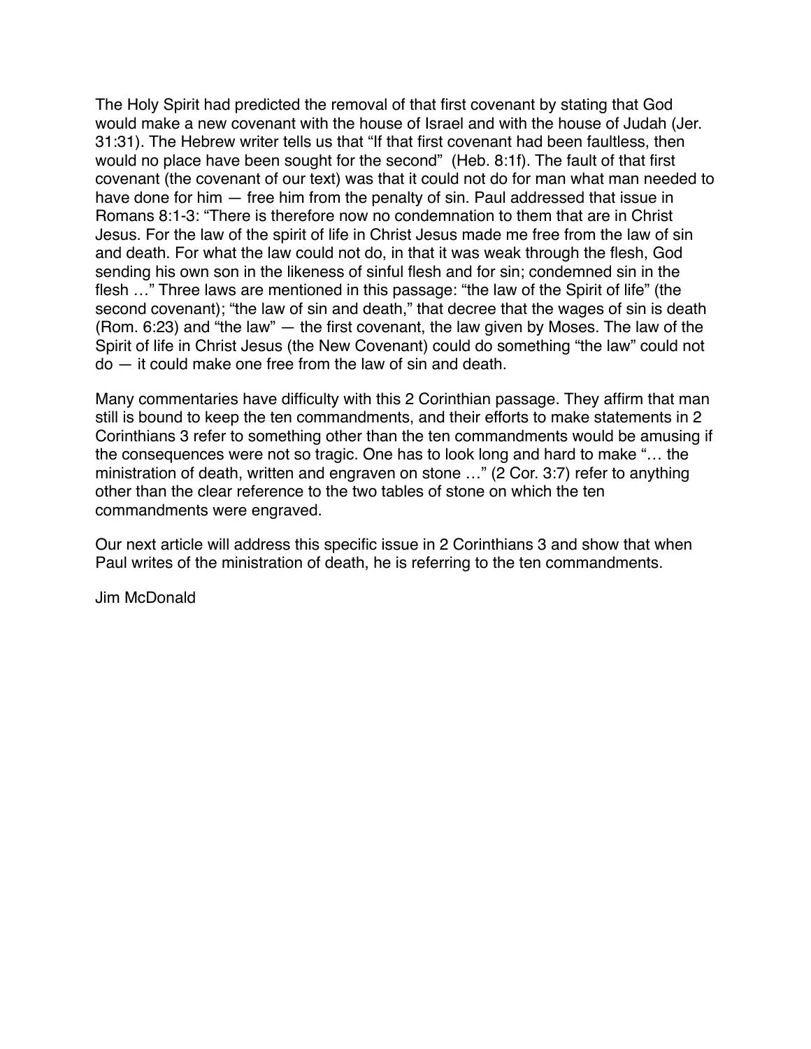The Holy Spirit had predicted the removal of that first covenant by stating that God would make a new covenant with the house of Israel and with the house of Judah (Jer. 31:31). The Hebrew writer tells us that "If that first covenant had been faultless, then would no place have been sought for the second" (Heb. 8:1f). The fault of that first covenant (the covenant of our text) was that it could not do for man what man needed to have done for him — free him from the penalty of sin. Paul addressed that issue in Romans 8:1-3: "There is therefore now no condemnation to them that are in Christ Jesus. For the law of the spirit of life in Christ Jesus made me free from the law of sin and death. For what the law could not do, in that it was weak through the flesh, God sending his own son in the likeness of sinful flesh and for sin; condemned sin in the flesh …" Three laws are mentioned in this passage: "the law of the Spirit of life" (the second covenant); "the law of sin and death," that decree that the wages of sin is death (Rom. 6:23) and "the law" — the first covenant, the law given by Moses. The law of the Spirit of life in Christ Jesus (the New Covenant) could do something "the law" could not do — it could make one free from the law of sin and death.

Many commentaries have difficulty with this 2 Corinthian passage. They affirm that man still is bound to keep the ten commandments, and their efforts to make statements in 2 Corinthians 3 refer to something other than the ten commandments would be amusing if the consequences were not so tragic. One has to look long and hard to make "… the ministration of death, written and engraven on stone …" (2 Cor. 3:7) refer to anything other than the clear reference to the two tables of stone on which the ten commandments were engraved.

Our next article will address this specific issue in 2 Corinthians 3 and show that when Paul writes of the ministration of death, he is referring to the ten commandments.

Jim McDonald